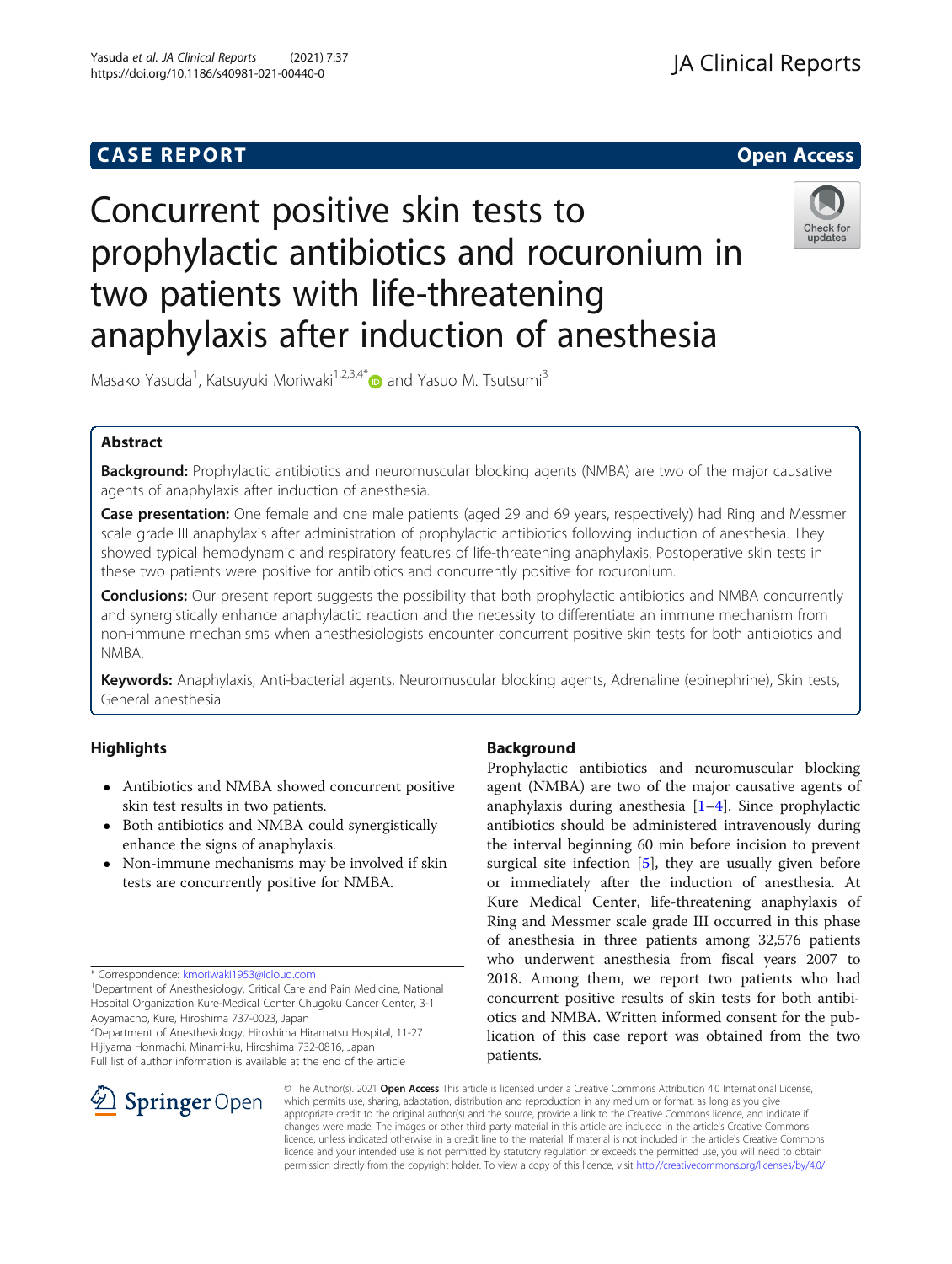CASE REPORT

Open Access

# Concurrent positive skin tests to prophylactic antibiotics and rocuronium in two patients with life-threatening anaphylaxis after induction of anesthesia

Masako Yasuda[1], Katsuyuki Moriwaki[1,2,3,4*] and Yasuo M. Tsutsumi[3]

## Abstract

**Background:** Prophylactic antibiotics and neuromuscular blocking agents (NMBA) are two of the major causative agents of anaphylaxis after induction of anesthesia.

**Case presentation:** One female and one male patients (aged 29 and 69 years, respectively) had Ring and Messmer scale grade III anaphylaxis after administration of prophylactic antibiotics following induction of anesthesia. They showed typical hemodynamic and respiratory features of life-threatening anaphylaxis. Postoperative skin tests in these two patients were positive for antibiotics and concurrently positive for rocuronium.

**Conclusions:** Our present report suggests the possibility that both prophylactic antibiotics and NMBA concurrently and synergistically enhance anaphylactic reaction and the necessity to differentiate an immune mechanism from non-immune mechanisms when anesthesiologists encounter concurrent positive skin tests for both antibiotics and NMBA.

**Keywords:** Anaphylaxis, Anti-bacterial agents, Neuromuscular blocking agents, Adrenaline (epinephrine), Skin tests, General anesthesia

## Highlights

- Antibiotics and NMBA showed concurrent positive skin test results in two patients.
- Both antibiotics and NMBA could synergistically enhance the signs of anaphylaxis.
- Non-immune mechanisms may be involved if skin tests are concurrently positive for NMBA.

\* Correspondence: kmoriwaki1953@icloud.com
[1]Department of Anesthesiology, Critical Care and Pain Medicine, National Hospital Organization Kure-Medical Center Chugoku Cancer Center, 3-1 Aoyamacho, Kure, Hiroshima 737-0023, Japan
[2]Department of Anesthesiology, Hiroshima Hiramatsu Hospital, 11-27 Hijiyama Honmachi, Minami-ku, Hiroshima 732-0816, Japan
Full list of author information is available at the end of the article

## Background

Prophylactic antibiotics and neuromuscular blocking agent (NMBA) are two of the major causative agents of anaphylaxis during anesthesia [1–4]. Since prophylactic antibiotics should be administered intravenously during the interval beginning 60 min before incision to prevent surgical site infection [5], they are usually given before or immediately after the induction of anesthesia. At Kure Medical Center, life-threatening anaphylaxis of Ring and Messmer scale grade III occurred in this phase of anesthesia in three patients among 32,576 patients who underwent anesthesia from fiscal years 2007 to 2018. Among them, we report two patients who had concurrent positive results of skin tests for both antibiotics and NMBA. Written informed consent for the publication of this case report was obtained from the two patients.

© The Author(s). 2021 **Open Access** This article is licensed under a Creative Commons Attribution 4.0 International License, which permits use, sharing, adaptation, distribution and reproduction in any medium or format, as long as you give appropriate credit to the original author(s) and the source, provide a link to the Creative Commons licence, and indicate if changes were made. The images or other third party material in this article are included in the article's Creative Commons licence, unless indicated otherwise in a credit line to the material. If material is not included in the article's Creative Commons licence and your intended use is not permitted by statutory regulation or exceeds the permitted use, you will need to obtain permission directly from the copyright holder. To view a copy of this licence, visit http://creativecommons.org/licenses/by/4.0/.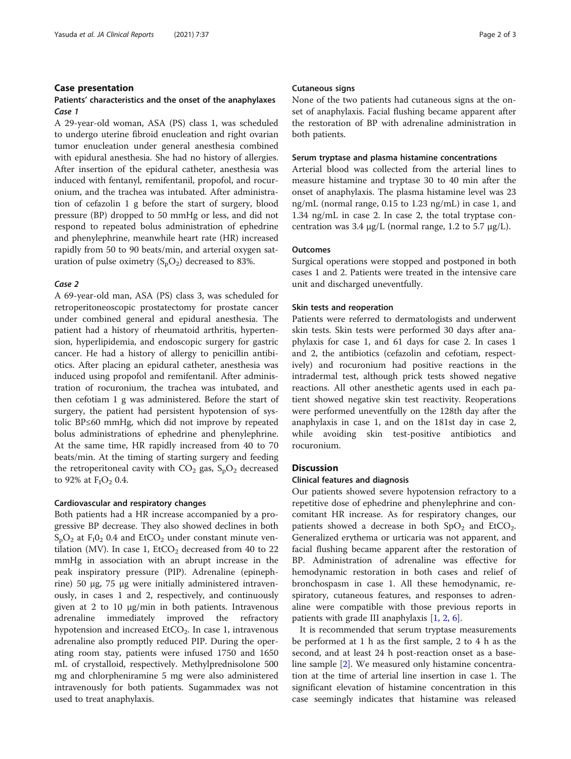## Case presentation

### Patients' characteristics and the onset of the anaphylaxes

#### *Case 1*

A 29-year-old woman, ASA (PS) class 1, was scheduled to undergo uterine fibroid enucleation and right ovarian tumor enucleation under general anesthesia combined with epidural anesthesia. She had no history of allergies. After insertion of the epidural catheter, anesthesia was induced with fentanyl, remifentanil, propofol, and rocuronium, and the trachea was intubated. After administration of cefazolin 1 g before the start of surgery, blood pressure (BP) dropped to 50 mmHg or less, and did not respond to repeated bolus administration of ephedrine and phenylephrine, meanwhile heart rate (HR) increased rapidly from 50 to 90 beats/min, and arterial oxygen saturation of pulse oximetry ($S_pO_2$) decreased to 83%.

#### *Case 2*

A 69-year-old man, ASA (PS) class 3, was scheduled for retroperitoneoscopic prostatectomy for prostate cancer under combined general and epidural anesthesia. The patient had a history of rheumatoid arthritis, hypertension, hyperlipidemia, and endoscopic surgery for gastric cancer. He had a history of allergy to penicillin antibiotics. After placing an epidural catheter, anesthesia was induced using propofol and remifentanil. After administration of rocuronium, the trachea was intubated, and then cefotiam 1 g was administered. Before the start of surgery, the patient had persistent hypotension of systolic BP≤60 mmHg, which did not improve by repeated bolus administrations of ephedrine and phenylephrine. At the same time, HR rapidly increased from 40 to 70 beats/min. At the timing of starting surgery and feeding the retroperitoneal cavity with $CO_2$ gas, $S_pO_2$ decreased to 92% at $F_IO_2$ 0.4.

### Cardiovascular and respiratory changes

Both patients had a HR increase accompanied by a progressive BP decrease. They also showed declines in both $S_pO_2$ at $F_I0_2$ 0.4 and $EtCO_2$ under constant minute ventilation (MV). In case 1, $EtCO_2$ decreased from 40 to 22 mmHg in association with an abrupt increase in the peak inspiratory pressure (PIP). Adrenaline (epinephrine) 50 μg, 75 μg were initially administered intravenously, in cases 1 and 2, respectively, and continuously given at 2 to 10 μg/min in both patients. Intravenous adrenaline immediately improved the refractory hypotension and increased $EtCO_2$. In case 1, intravenous adrenaline also promptly reduced PIP. During the operating room stay, patients were infused 1750 and 1650 mL of crystalloid, respectively. Methylprednisolone 500 mg and chlorpheniramine 5 mg were also administered intravenously for both patients. Sugammadex was not used to treat anaphylaxis.

### Cutaneous signs

None of the two patients had cutaneous signs at the onset of anaphylaxis. Facial flushing became apparent after the restoration of BP with adrenaline administration in both patients.

### Serum tryptase and plasma histamine concentrations

Arterial blood was collected from the arterial lines to measure histamine and tryptase 30 to 40 min after the onset of anaphylaxis. The plasma histamine level was 23 ng/mL (normal range, 0.15 to 1.23 ng/mL) in case 1, and 1.34 ng/mL in case 2. In case 2, the total tryptase concentration was 3.4 μg/L (normal range, 1.2 to 5.7 μg/L).

### Outcomes

Surgical operations were stopped and postponed in both cases 1 and 2. Patients were treated in the intensive care unit and discharged uneventfully.

### Skin tests and reoperation

Patients were referred to dermatologists and underwent skin tests. Skin tests were performed 30 days after anaphylaxis for case 1, and 61 days for case 2. In cases 1 and 2, the antibiotics (cefazolin and cefotiam, respectively) and rocuronium had positive reactions in the intradermal test, although prick tests showed negative reactions. All other anesthetic agents used in each patient showed negative skin test reactivity. Reoperations were performed uneventfully on the 128th day after the anaphylaxis in case 1, and on the 181st day in case 2, while avoiding skin test-positive antibiotics and rocuronium.

## Discussion

### Clinical features and diagnosis

Our patients showed severe hypotension refractory to a repetitive dose of ephedrine and phenylephrine and concomitant HR increase. As for respiratory changes, our patients showed a decrease in both $SpO_2$ and $EtCO_2$. Generalized erythema or urticaria was not apparent, and facial flushing became apparent after the restoration of BP. Administration of adrenaline was effective for hemodynamic restoration in both cases and relief of bronchospasm in case 1. All these hemodynamic, respiratory, cutaneous features, and responses to adrenaline were compatible with those previous reports in patients with grade III anaphylaxis [1, 2, 6].

It is recommended that serum tryptase measurements be performed at 1 h as the first sample, 2 to 4 h as the second, and at least 24 h post-reaction onset as a baseline sample [2]. We measured only histamine concentration at the time of arterial line insertion in case 1. The significant elevation of histamine concentration in this case seemingly indicates that histamine was released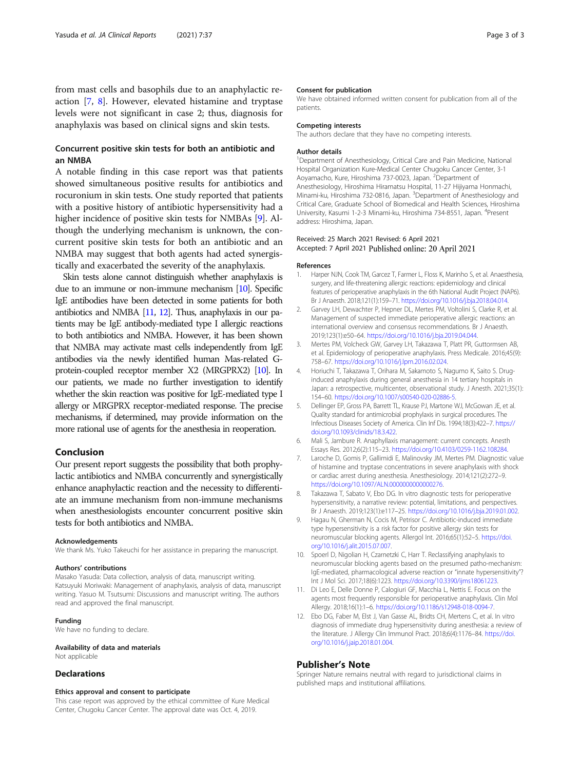from mast cells and basophils due to an anaphylactic reaction [7, 8]. However, elevated histamine and tryptase levels were not significant in case 2; thus, diagnosis for anaphylaxis was based on clinical signs and skin tests.

### Concurrent positive skin tests for both an antibiotic and an NMBA

A notable finding in this case report was that patients showed simultaneous positive results for antibiotics and rocuronium in skin tests. One study reported that patients with a positive history of antibiotic hypersensitivity had a higher incidence of positive skin tests for NMBAs [9]. Although the underlying mechanism is unknown, the concurrent positive skin tests for both an antibiotic and an NMBA may suggest that both agents had acted synergistically and exacerbated the severity of the anaphylaxis.

Skin tests alone cannot distinguish whether anaphylaxis is due to an immune or non-immune mechanism [10]. Specific IgE antibodies have been detected in some patients for both antibiotics and NMBA [11, 12]. Thus, anaphylaxis in our patients may be IgE antibody-mediated type I allergic reactions to both antibiotics and NMBA. However, it has been shown that NMBA may activate mast cells independently from IgE antibodies via the newly identified human Mas-related G-protein-coupled receptor member X2 (MRGPRX2) [10]. In our patients, we made no further investigation to identify whether the skin reaction was positive for IgE-mediated type I allergy or MRGPRX receptor-mediated response. The precise mechanisms, if determined, may provide information on the more rational use of agents for the anesthesia in reoperation.

## Conclusion

Our present report suggests the possibility that both prophylactic antibiotics and NMBA concurrently and synergistically enhance anaphylactic reaction and the necessity to differentiate an immune mechanism from non-immune mechanisms when anesthesiologists encounter concurrent positive skin tests for both antibiotics and NMBA.

#### Acknowledgements

We thank Ms. Yuko Takeuchi for her assistance in preparing the manuscript.

#### Authors' contributions

Masako Yasuda: Data collection, analysis of data, manuscript writing. Katsuyuki Moriwaki: Management of anaphylaxis, analysis of data, manuscript writing. Yasuo M. Tsutsumi: Discussions and manuscript writing. The authors read and approved the final manuscript.

#### Funding

We have no funding to declare.

#### Availability of data and materials

Not applicable

### Declarations

#### Ethics approval and consent to participate

This case report was approved by the ethical committee of Kure Medical Center, Chugoku Cancer Center. The approval date was Oct. 4, 2019.

#### Consent for publication

We have obtained informed written consent for publication from all of the patients.

#### Competing interests

The authors declare that they have no competing interests.

#### Author details

[1]Department of Anesthesiology, Critical Care and Pain Medicine, National Hospital Organization Kure-Medical Center Chugoku Cancer Center, 3-1 Aoyamacho, Kure, Hiroshima 737-0023, Japan. [2]Department of Anesthesiology, Hiroshima Hiramatsu Hospital, 11-27 Hijiyama Honmachi, Minami-ku, Hiroshima 732-0816, Japan. [3]Department of Anesthesiology and Critical Care, Graduate School of Biomedical and Health Sciences, Hiroshima University, Kasumi 1-2-3 Minami-ku, Hiroshima 734-8551, Japan. [4]Present address: Hiroshima, Japan.

Received: 25 March 2021 Revised: 6 April 2021
Accepted: 7 April 2021 Published online: 20 April 2021

#### References

1. Harper NJN, Cook TM, Garcez T, Farmer L, Floss K, Marinho S, et al. Anaesthesia, surgery, and life-threatening allergic reactions: epidemiology and clinical features of perioperative anaphylaxis in the 6th National Audit Project (NAP6). Br J Anaesth. 2018;121(1):159–71. https://doi.org/10.1016/j.bja.2018.04.014.
2. Garvey LH, Dewachter P, Hepner DL, Mertes PM, Voltolini S, Clarke R, et al. Management of suspected immediate perioperative allergic reactions: an international overview and consensus recommendations. Br J Anaesth. 2019;123(1):e50–64. https://doi.org/10.1016/j.bja.2019.04.044.
3. Mertes PM, Volcheck GW, Garvey LH, Takazawa T, Platt PR, Guttormsen AB, et al. Epidemiology of perioperative anaphylaxis. Press Medicale. 2016;45(9): 758–67. https://doi.org/10.1016/j.lpm.2016.02.024.
4. Horiuchi T, Takazawa T, Orihara M, Sakamoto S, Nagumo K, Saito S. Drug-induced anaphylaxis during general anesthesia in 14 tertiary hospitals in Japan: a retrospective, multicenter, observational study. J Anesth. 2021;35(1): 154–60. https://doi.org/10.1007/s00540-020-02886-5.
5. Dellinger EP, Gross PA, Barrett TL, Krause PJ, Martone WJ, McGowan JE, et al. Quality standard for antimicrobial prophylaxis in surgical procedures. The Infectious Diseases Society of America. Clin Inf Dis. 1994;18(3):422–7. https://doi.org/10.1093/clinids/18.3.422.
6. Mali S, Jambure R. Anaphyllaxis management: current concepts. Anesth Essays Res. 2012;6(2):115–23. https://doi.org/10.4103/0259-1162.108284.
7. Laroche D, Gomis P, Gallimidi E, Malinovsky JM, Mertes PM. Diagnostic value of histamine and tryptase concentrations in severe anaphylaxis with shock or cardiac arrest during anesthesia. Anesthesiology. 2014;121(2):272–9. https://doi.org/10.1097/ALN.0000000000000276.
8. Takazawa T, Sabato V, Ebo DG. In vitro diagnostic tests for perioperative hypersensitivity, a narrative review: potential, limitations, and perspectives. Br J Anaesth. 2019;123(1):e117–25. https://doi.org/10.1016/j.bja.2019.01.002.
9. Hagau N, Gherman N, Cocis M, Petrisor C. Antibiotic-induced immediate type hypersensitivity is a risk factor for positive allergy skin tests for neuromuscular blocking agents. Allergol Int. 2016;65(1):52–5. https://doi.org/10.1016/j.alit.2015.07.007.
10. Spoerl D, Nigolian H, Czarnetzki C, Harr T. Reclassifying anaphylaxis to neuromuscular blocking agents based on the presumed patho-mechanism: IgE-mediated, pharmacological adverse reaction or "innate hypersensitivity"? Int J Mol Sci. 2017;18(6):1223. https://doi.org/10.3390/ijms18061223.
11. Di Leo E, Delle Donne P, Calogiuri GF, Macchia L, Nettis E. Focus on the agents most frequently responsible for perioperative anaphylaxis. Clin Mol Allergy. 2018;16(1):1–6. https://doi.org/10.1186/s12948-018-0094-7.
12. Ebo DG, Faber M, Elst J, Van Gasse AL, Bridts CH, Mertens C, et al. In vitro diagnosis of immediate drug hypersensitivity during anesthesia: a review of the literature. J Allergy Clin Immunol Pract. 2018;6(4):1176–84. https://doi.org/10.1016/j.jaip.2018.01.004.

## Publisher's Note

Springer Nature remains neutral with regard to jurisdictional claims in published maps and institutional affiliations.